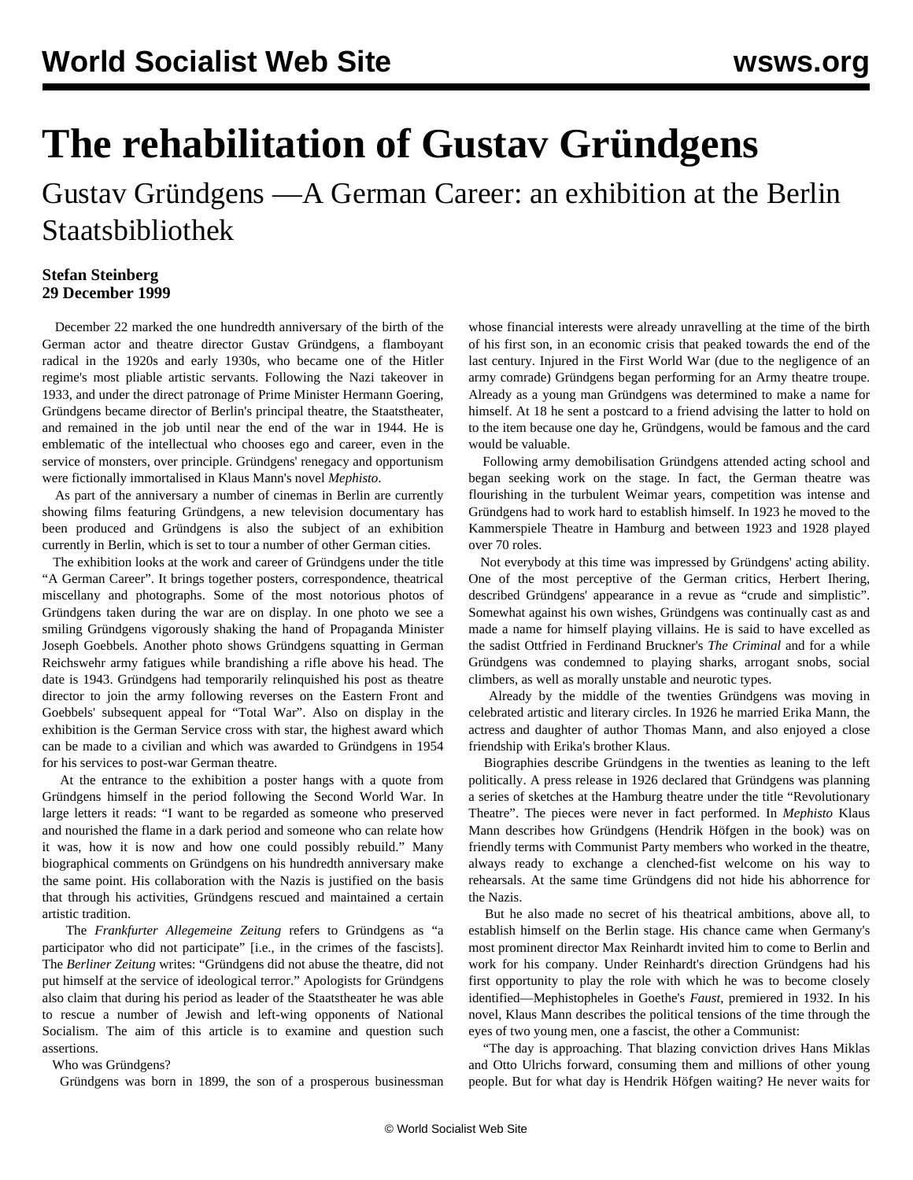# The rehabilitation of Gustav Gründgens

## Gustav Gründgens —A German Career: an exhibition at the Berlin Staatsbibliothek

**Stefan Steinberg**
**29 December 1999**

December 22 marked the one hundredth anniversary of the birth of the German actor and theatre director Gustav Gründgens, a flamboyant radical in the 1920s and early 1930s, who became one of the Hitler regime's most pliable artistic servants. Following the Nazi takeover in 1933, and under the direct patronage of Prime Minister Hermann Goering, Gründgens became director of Berlin's principal theatre, the Staatstheater, and remained in the job until near the end of the war in 1944. He is emblematic of the intellectual who chooses ego and career, even in the service of monsters, over principle. Gründgens' renegacy and opportunism were fictionally immortalised in Klaus Mann's novel *Mephisto*.

As part of the anniversary a number of cinemas in Berlin are currently showing films featuring Gründgens, a new television documentary has been produced and Gründgens is also the subject of an exhibition currently in Berlin, which is set to tour a number of other German cities.

The exhibition looks at the work and career of Gründgens under the title "A German Career". It brings together posters, correspondence, theatrical miscellany and photographs. Some of the most notorious photos of Gründgens taken during the war are on display. In one photo we see a smiling Gründgens vigorously shaking the hand of Propaganda Minister Joseph Goebbels. Another photo shows Gründgens squatting in German Reichswehr army fatigues while brandishing a rifle above his head. The date is 1943. Gründgens had temporarily relinquished his post as theatre director to join the army following reverses on the Eastern Front and Goebbels' subsequent appeal for "Total War". Also on display in the exhibition is the German Service cross with star, the highest award which can be made to a civilian and which was awarded to Gründgens in 1954 for his services to post-war German theatre.

At the entrance to the exhibition a poster hangs with a quote from Gründgens himself in the period following the Second World War. In large letters it reads: "I want to be regarded as someone who preserved and nourished the flame in a dark period and someone who can relate how it was, how it is now and how one could possibly rebuild." Many biographical comments on Gründgens on his hundredth anniversary make the same point. His collaboration with the Nazis is justified on the basis that through his activities, Gründgens rescued and maintained a certain artistic tradition.

The *Frankfurter Allegemeine Zeitung* refers to Gründgens as "a participator who did not participate" [i.e., in the crimes of the fascists]. The *Berliner Zeitung* writes: "Gründgens did not abuse the theatre, did not put himself at the service of ideological terror." Apologists for Gründgens also claim that during his period as leader of the Staatstheater he was able to rescue a number of Jewish and left-wing opponents of National Socialism. The aim of this article is to examine and question such assertions.

Who was Gründgens?

Gründgens was born in 1899, the son of a prosperous businessman whose financial interests were already unravelling at the time of the birth of his first son, in an economic crisis that peaked towards the end of the last century. Injured in the First World War (due to the negligence of an army comrade) Gründgens began performing for an Army theatre troupe. Already as a young man Gründgens was determined to make a name for himself. At 18 he sent a postcard to a friend advising the latter to hold on to the item because one day he, Gründgens, would be famous and the card would be valuable.

Following army demobilisation Gründgens attended acting school and began seeking work on the stage. In fact, the German theatre was flourishing in the turbulent Weimar years, competition was intense and Gründgens had to work hard to establish himself. In 1923 he moved to the Kammerspiele Theatre in Hamburg and between 1923 and 1928 played over 70 roles.

Not everybody at this time was impressed by Gründgens' acting ability. One of the most perceptive of the German critics, Herbert Ihering, described Gründgens' appearance in a revue as "crude and simplistic". Somewhat against his own wishes, Gründgens was continually cast as and made a name for himself playing villains. He is said to have excelled as the sadist Ottfried in Ferdinand Bruckner's *The Criminal* and for a while Gründgens was condemned to playing sharks, arrogant snobs, social climbers, as well as morally unstable and neurotic types.

Already by the middle of the twenties Gründgens was moving in celebrated artistic and literary circles. In 1926 he married Erika Mann, the actress and daughter of author Thomas Mann, and also enjoyed a close friendship with Erika's brother Klaus.

Biographies describe Gründgens in the twenties as leaning to the left politically. A press release in 1926 declared that Gründgens was planning a series of sketches at the Hamburg theatre under the title "Revolutionary Theatre". The pieces were never in fact performed. In *Mephisto* Klaus Mann describes how Gründgens (Hendrik Höfgen in the book) was on friendly terms with Communist Party members who worked in the theatre, always ready to exchange a clenched-fist welcome on his way to rehearsals. At the same time Gründgens did not hide his abhorrence for the Nazis.

But he also made no secret of his theatrical ambitions, above all, to establish himself on the Berlin stage. His chance came when Germany's most prominent director Max Reinhardt invited him to come to Berlin and work for his company. Under Reinhardt's direction Gründgens had his first opportunity to play the role with which he was to become closely identified—Mephistopheles in Goethe's *Faust*, premiered in 1932. In his novel, Klaus Mann describes the political tensions of the time through the eyes of two young men, one a fascist, the other a Communist:

"The day is approaching. That blazing conviction drives Hans Miklas and Otto Ulrichs forward, consuming them and millions of other young people. But for what day is Hendrik Höfgen waiting? He never waits for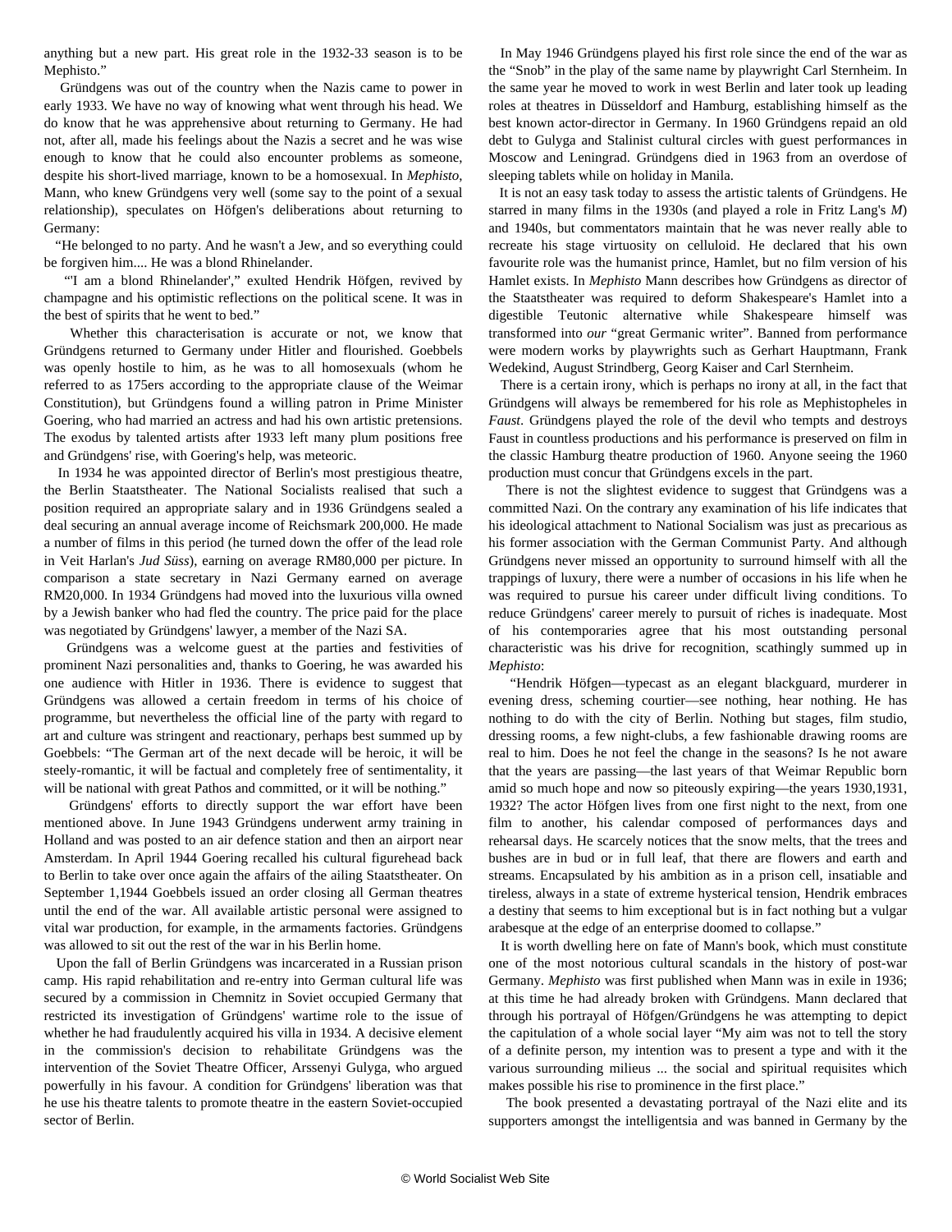anything but a new part. His great role in the 1932-33 season is to be Mephisto."

Gründgens was out of the country when the Nazis came to power in early 1933. We have no way of knowing what went through his head. We do know that he was apprehensive about returning to Germany. He had not, after all, made his feelings about the Nazis a secret and he was wise enough to know that he could also encounter problems as someone, despite his short-lived marriage, known to be a homosexual. In *Mephisto*, Mann, who knew Gründgens very well (some say to the point of a sexual relationship), speculates on Höfgen's deliberations about returning to Germany:

"He belonged to no party. And he wasn't a Jew, and so everything could be forgiven him.... He was a blond Rhinelander.

"'I am a blond Rhinelander'," exulted Hendrik Höfgen, revived by champagne and his optimistic reflections on the political scene. It was in the best of spirits that he went to bed."

Whether this characterisation is accurate or not, we know that Gründgens returned to Germany under Hitler and flourished. Goebbels was openly hostile to him, as he was to all homosexuals (whom he referred to as 175ers according to the appropriate clause of the Weimar Constitution), but Gründgens found a willing patron in Prime Minister Goering, who had married an actress and had his own artistic pretensions. The exodus by talented artists after 1933 left many plum positions free and Gründgens' rise, with Goering's help, was meteoric.

In 1934 he was appointed director of Berlin's most prestigious theatre, the Berlin Staatstheater. The National Socialists realised that such a position required an appropriate salary and in 1936 Gründgens sealed a deal securing an annual average income of Reichsmark 200,000. He made a number of films in this period (he turned down the offer of the lead role in Veit Harlan's *Jud Süss*), earning on average RM80,000 per picture. In comparison a state secretary in Nazi Germany earned on average RM20,000. In 1934 Gründgens had moved into the luxurious villa owned by a Jewish banker who had fled the country. The price paid for the place was negotiated by Gründgens' lawyer, a member of the Nazi SA.

Gründgens was a welcome guest at the parties and festivities of prominent Nazi personalities and, thanks to Goering, he was awarded his one audience with Hitler in 1936. There is evidence to suggest that Gründgens was allowed a certain freedom in terms of his choice of programme, but nevertheless the official line of the party with regard to art and culture was stringent and reactionary, perhaps best summed up by Goebbels: "The German art of the next decade will be heroic, it will be steely-romantic, it will be factual and completely free of sentimentality, it will be national with great Pathos and committed, or it will be nothing."

Gründgens' efforts to directly support the war effort have been mentioned above. In June 1943 Gründgens underwent army training in Holland and was posted to an air defence station and then an airport near Amsterdam. In April 1944 Goering recalled his cultural figurehead back to Berlin to take over once again the affairs of the ailing Staatstheater. On September 1,1944 Goebbels issued an order closing all German theatres until the end of the war. All available artistic personal were assigned to vital war production, for example, in the armaments factories. Gründgens was allowed to sit out the rest of the war in his Berlin home.

Upon the fall of Berlin Gründgens was incarcerated in a Russian prison camp. His rapid rehabilitation and re-entry into German cultural life was secured by a commission in Chemnitz in Soviet occupied Germany that restricted its investigation of Gründgens' wartime role to the issue of whether he had fraudulently acquired his villa in 1934. A decisive element in the commission's decision to rehabilitate Gründgens was the intervention of the Soviet Theatre Officer, Arssenyi Gulyga, who argued powerfully in his favour. A condition for Gründgens' liberation was that he use his theatre talents to promote theatre in the eastern Soviet-occupied sector of Berlin.

In May 1946 Gründgens played his first role since the end of the war as the "Snob" in the play of the same name by playwright Carl Sternheim. In the same year he moved to work in west Berlin and later took up leading roles at theatres in Düsseldorf and Hamburg, establishing himself as the best known actor-director in Germany. In 1960 Gründgens repaid an old debt to Gulyga and Stalinist cultural circles with guest performances in Moscow and Leningrad. Gründgens died in 1963 from an overdose of sleeping tablets while on holiday in Manila.

It is not an easy task today to assess the artistic talents of Gründgens. He starred in many films in the 1930s (and played a role in Fritz Lang's *M*) and 1940s, but commentators maintain that he was never really able to recreate his stage virtuosity on celluloid. He declared that his own favourite role was the humanist prince, Hamlet, but no film version of his Hamlet exists. In *Mephisto* Mann describes how Gründgens as director of the Staatstheater was required to deform Shakespeare's Hamlet into a digestible Teutonic alternative while Shakespeare himself was transformed into *our* "great Germanic writer". Banned from performance were modern works by playwrights such as Gerhart Hauptmann, Frank Wedekind, August Strindberg, Georg Kaiser and Carl Sternheim.

There is a certain irony, which is perhaps no irony at all, in the fact that Gründgens will always be remembered for his role as Mephistopheles in *Faust*. Gründgens played the role of the devil who tempts and destroys Faust in countless productions and his performance is preserved on film in the classic Hamburg theatre production of 1960. Anyone seeing the 1960 production must concur that Gründgens excels in the part.

There is not the slightest evidence to suggest that Gründgens was a committed Nazi. On the contrary any examination of his life indicates that his ideological attachment to National Socialism was just as precarious as his former association with the German Communist Party. And although Gründgens never missed an opportunity to surround himself with all the trappings of luxury, there were a number of occasions in his life when he was required to pursue his career under difficult living conditions. To reduce Gründgens' career merely to pursuit of riches is inadequate. Most of his contemporaries agree that his most outstanding personal characteristic was his drive for recognition, scathingly summed up in *Mephisto*:

"Hendrik Höfgen—typecast as an elegant blackguard, murderer in evening dress, scheming courtier—see nothing, hear nothing. He has nothing to do with the city of Berlin. Nothing but stages, film studio, dressing rooms, a few night-clubs, a few fashionable drawing rooms are real to him. Does he not feel the change in the seasons? Is he not aware that the years are passing—the last years of that Weimar Republic born amid so much hope and now so piteously expiring—the years 1930,1931, 1932? The actor Höfgen lives from one first night to the next, from one film to another, his calendar composed of performances days and rehearsal days. He scarcely notices that the snow melts, that the trees and bushes are in bud or in full leaf, that there are flowers and earth and streams. Encapsulated by his ambition as in a prison cell, insatiable and tireless, always in a state of extreme hysterical tension, Hendrik embraces a destiny that seems to him exceptional but is in fact nothing but a vulgar arabesque at the edge of an enterprise doomed to collapse."

It is worth dwelling here on fate of Mann's book, which must constitute one of the most notorious cultural scandals in the history of post-war Germany. *Mephisto* was first published when Mann was in exile in 1936; at this time he had already broken with Gründgens. Mann declared that through his portrayal of Höfgen/Gründgens he was attempting to depict the capitulation of a whole social layer "My aim was not to tell the story of a definite person, my intention was to present a type and with it the various surrounding milieus ... the social and spiritual requisites which makes possible his rise to prominence in the first place."

The book presented a devastating portrayal of the Nazi elite and its supporters amongst the intelligentsia and was banned in Germany by the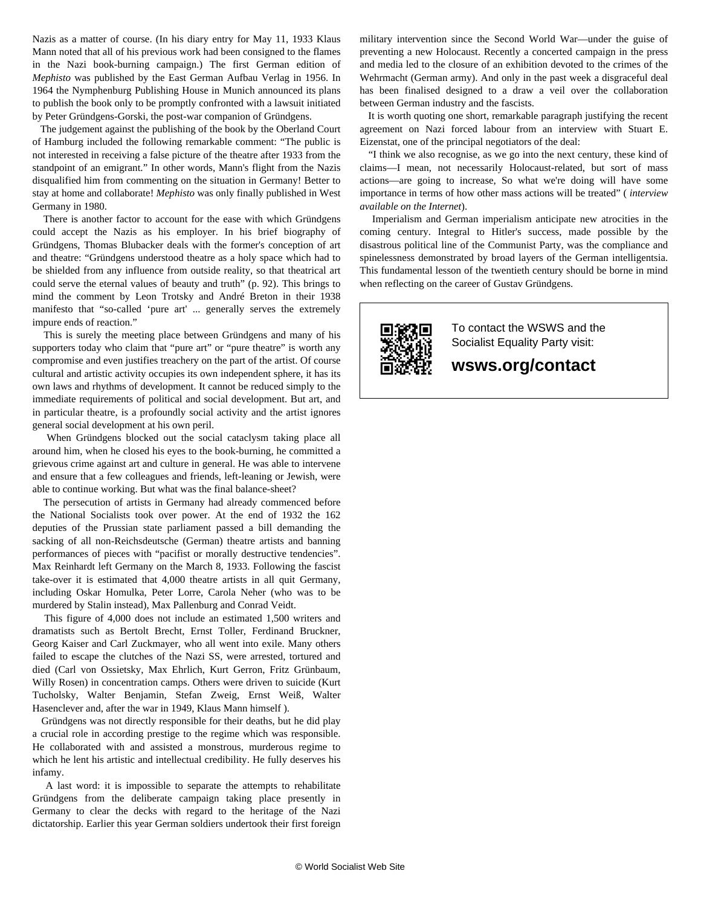Nazis as a matter of course. (In his diary entry for May 11, 1933 Klaus Mann noted that all of his previous work had been consigned to the flames in the Nazi book-burning campaign.) The first German edition of *Mephisto* was published by the East German Aufbau Verlag in 1956. In 1964 the Nymphenburg Publishing House in Munich announced its plans to publish the book only to be promptly confronted with a lawsuit initiated by Peter Gründgens-Gorski, the post-war companion of Gründgens.

The judgement against the publishing of the book by the Oberland Court of Hamburg included the following remarkable comment: "The public is not interested in receiving a false picture of the theatre after 1933 from the standpoint of an emigrant." In other words, Mann's flight from the Nazis disqualified him from commenting on the situation in Germany! Better to stay at home and collaborate! *Mephisto* was only finally published in West Germany in 1980.

There is another factor to account for the ease with which Gründgens could accept the Nazis as his employer. In his brief biography of Gründgens, Thomas Blubacker deals with the former's conception of art and theatre: "Gründgens understood theatre as a holy space which had to be shielded from any influence from outside reality, so that theatrical art could serve the eternal values of beauty and truth" (p. 92). This brings to mind the comment by Leon Trotsky and André Breton in their 1938 manifesto that "so-called 'pure art' ... generally serves the extremely impure ends of reaction."

This is surely the meeting place between Gründgens and many of his supporters today who claim that "pure art" or "pure theatre" is worth any compromise and even justifies treachery on the part of the artist. Of course cultural and artistic activity occupies its own independent sphere, it has its own laws and rhythms of development. It cannot be reduced simply to the immediate requirements of political and social development. But art, and in particular theatre, is a profoundly social activity and the artist ignores general social development at his own peril.

When Gründgens blocked out the social cataclysm taking place all around him, when he closed his eyes to the book-burning, he committed a grievous crime against art and culture in general. He was able to intervene and ensure that a few colleagues and friends, left-leaning or Jewish, were able to continue working. But what was the final balance-sheet?

The persecution of artists in Germany had already commenced before the National Socialists took over power. At the end of 1932 the 162 deputies of the Prussian state parliament passed a bill demanding the sacking of all non-Reichsdeutsche (German) theatre artists and banning performances of pieces with "pacifist or morally destructive tendencies". Max Reinhardt left Germany on the March 8, 1933. Following the fascist take-over it is estimated that 4,000 theatre artists in all quit Germany, including Oskar Homulka, Peter Lorre, Carola Neher (who was to be murdered by Stalin instead), Max Pallenburg and Conrad Veidt.

This figure of 4,000 does not include an estimated 1,500 writers and dramatists such as Bertolt Brecht, Ernst Toller, Ferdinand Bruckner, Georg Kaiser and Carl Zuckmayer, who all went into exile. Many others failed to escape the clutches of the Nazi SS, were arrested, tortured and died (Carl von Ossietsky, Max Ehrlich, Kurt Gerron, Fritz Grünbaum, Willy Rosen) in concentration camps. Others were driven to suicide (Kurt Tucholsky, Walter Benjamin, Stefan Zweig, Ernst Weiß, Walter Hasenclever and, after the war in 1949, Klaus Mann himself ).

Gründgens was not directly responsible for their deaths, but he did play a crucial role in according prestige to the regime which was responsible. He collaborated with and assisted a monstrous, murderous regime to which he lent his artistic and intellectual credibility. He fully deserves his infamy.

A last word: it is impossible to separate the attempts to rehabilitate Gründgens from the deliberate campaign taking place presently in Germany to clear the decks with regard to the heritage of the Nazi dictatorship. Earlier this year German soldiers undertook their first foreign military intervention since the Second World War—under the guise of preventing a new Holocaust. Recently a concerted campaign in the press and media led to the closure of an exhibition devoted to the crimes of the Wehrmacht (German army). And only in the past week a disgraceful deal has been finalised designed to a draw a veil over the collaboration between German industry and the fascists.

It is worth quoting one short, remarkable paragraph justifying the recent agreement on Nazi forced labour from an interview with Stuart E. Eizenstat, one of the principal negotiators of the deal:

"I think we also recognise, as we go into the next century, these kind of claims—I mean, not necessarily Holocaust-related, but sort of mass actions—are going to increase, So what we're doing will have some importance in terms of how other mass actions will be treated" ( *interview available on the Internet*).

Imperialism and German imperialism anticipate new atrocities in the coming century. Integral to Hitler's success, made possible by the disastrous political line of the Communist Party, was the compliance and spinelessness demonstrated by broad layers of the German intelligentsia. This fundamental lesson of the twentieth century should be borne in mind when reflecting on the career of Gustav Gründgens.

To contact the WSWS and the Socialist Equality Party visit:

**wsws.org/contact**